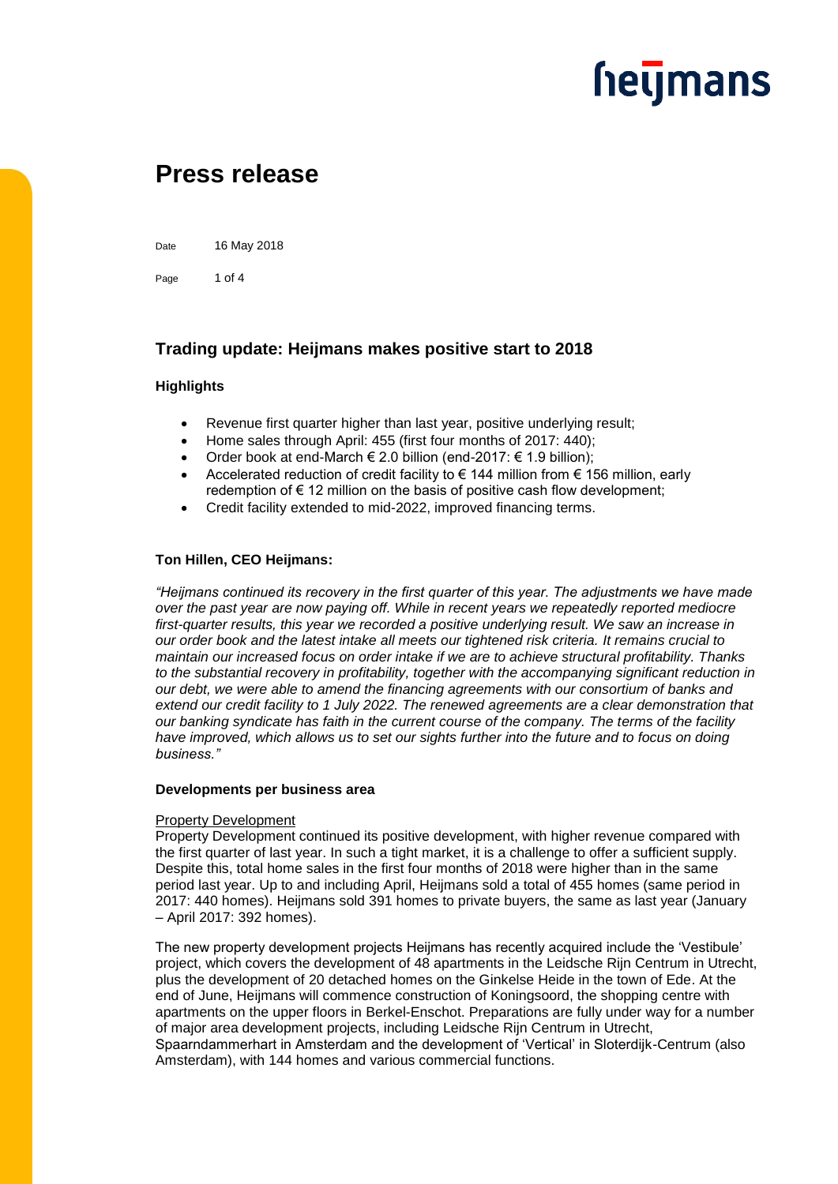# Press release

Date 16 May 2018

## Trading update: Heijmans makes positive start to 2018

### Highlights

- Revenue first quarter higher than last year, positive underlying result;
- Home sales through April: 455 (first four months of 2017: 440);
- Order book at end-March € 2.0 billion (end-2017: € 1.9 billion);
- Accelerated reduction of credit facility to € 144 million from € 156 million, early redemption of € 12 million on the basis of positive cash flow development;
- Credit facility extended to mid-2022, improved financing terms.

### Ton Hillen, CEO Heijmans:

*"Heijmans continued its recovery in the first quarter of this year. The adjustments we have made over the past year are now paying off. While in recent years we repeatedly reported mediocre first-quarter results, this year we recorded a positive underlying result. We saw an increase in our order book and the latest intake all meets our tightened risk criteria. It remains crucial to maintain our increased focus on order intake if we are to achieve structural profitability. Thanks to the substantial recovery in profitability, together with the accompanying significant reduction in our debt, we were able to amend the financing agreements with our consortium of banks and extend our credit facility to 1 July 2022. The renewed agreements are a clear demonstration that our banking syndicate has faith in the current course of the company. The terms of the facility have improved, which allows us to set our sights further into the future and to focus on doing business."*

### Developments per business area

#### Property Development

Property Development continued its positive development, with higher revenue compared with the first quarter of last year. In such a tight market, it is a challenge to offer a sufficient supply. Despite this, total home sales in the first four months of 2018 were higher than in the same period last year. Up to and including April, Heijmans sold a total of 455 homes (same period in 2017: 440 homes). Heijmans sold 391 homes to private buyers, the same as last year (January – April 2017: 392 homes).

The new property development projects Heijmans has recently acquired include the 'Vestibule' project, which covers the development of 48 apartments in the Leidsche Rijn Centrum in Utrecht, plus the development of 20 detached homes on the Ginkelse Heide in the town of Ede. At the end of June, Heijmans will commence construction of Koningsoord, the shopping centre with apartments on the upper floors in Berkel-Enschot. Preparations are fully under way for a number of major area development projects, including Leidsche Rijn Centrum in Utrecht, Spaarndammerhart in Amsterdam and the development of 'Vertical' in Sloterdijk-Centrum (also Amsterdam), with 144 homes and various commercial functions.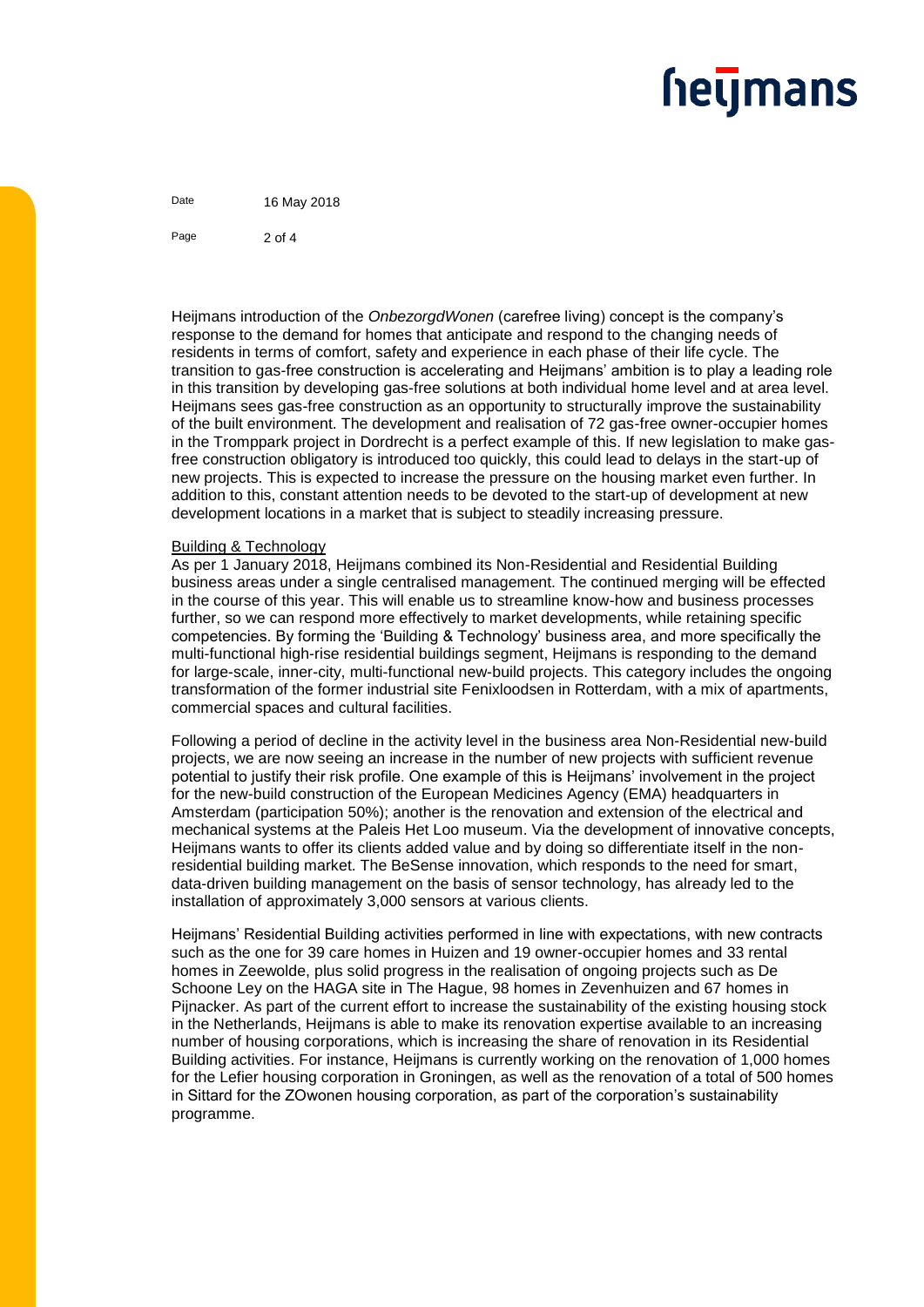Heijmans introduction of the *OnbezorgdWonen* (carefree living) concept is the company's response to the demand for homes that anticipate and respond to the changing needs of residents in terms of comfort, safety and experience in each phase of their life cycle. The transition to gas-free construction is accelerating and Heijmans' ambition is to play a leading role in this transition by developing gas-free solutions at both individual home level and at area level. Heijmans sees gas-free construction as an opportunity to structurally improve the sustainability of the built environment. The development and realisation of 72 gas-free owner-occupier homes in the Tromppark project in Dordrecht is a perfect example of this. If new legislation to make gas-free construction obligatory is introduced too quickly, this could lead to delays in the start-up of new projects. This is expected to increase the pressure on the housing market even further. In addition to this, constant attention needs to be devoted to the start-up of development at new development locations in a market that is subject to steadily increasing pressure.

Building & Technology

As per 1 January 2018, Heijmans combined its Non-Residential and Residential Building business areas under a single centralised management. The continued merging will be effected in the course of this year. This will enable us to streamline know-how and business processes further, so we can respond more effectively to market developments, while retaining specific competencies. By forming the 'Building & Technology' business area, and more specifically the multi-functional high-rise residential buildings segment, Heijmans is responding to the demand for large-scale, inner-city, multi-functional new-build projects. This category includes the ongoing transformation of the former industrial site Fenixloodsen in Rotterdam, with a mix of apartments, commercial spaces and cultural facilities.

Following a period of decline in the activity level in the business area Non-Residential new-build projects, we are now seeing an increase in the number of new projects with sufficient revenue potential to justify their risk profile. One example of this is Heijmans' involvement in the project for the new-build construction of the European Medicines Agency (EMA) headquarters in Amsterdam (participation 50%); another is the renovation and extension of the electrical and mechanical systems at the Paleis Het Loo museum. Via the development of innovative concepts, Heijmans wants to offer its clients added value and by doing so differentiate itself in the non-residential building market. The BeSense innovation, which responds to the need for smart, data-driven building management on the basis of sensor technology, has already led to the installation of approximately 3,000 sensors at various clients.

Heijmans' Residential Building activities performed in line with expectations, with new contracts such as the one for 39 care homes in Huizen and 19 owner-occupier homes and 33 rental homes in Zeewolde, plus solid progress in the realisation of ongoing projects such as De Schoone Ley on the HAGA site in The Hague, 98 homes in Zevenhuizen and 67 homes in Pijnacker. As part of the current effort to increase the sustainability of the existing housing stock in the Netherlands, Heijmans is able to make its renovation expertise available to an increasing number of housing corporations, which is increasing the share of renovation in its Residential Building activities. For instance, Heijmans is currently working on the renovation of 1,000 homes for the Lefier housing corporation in Groningen, as well as the renovation of a total of 500 homes in Sittard for the ZOwonen housing corporation, as part of the corporation's sustainability programme.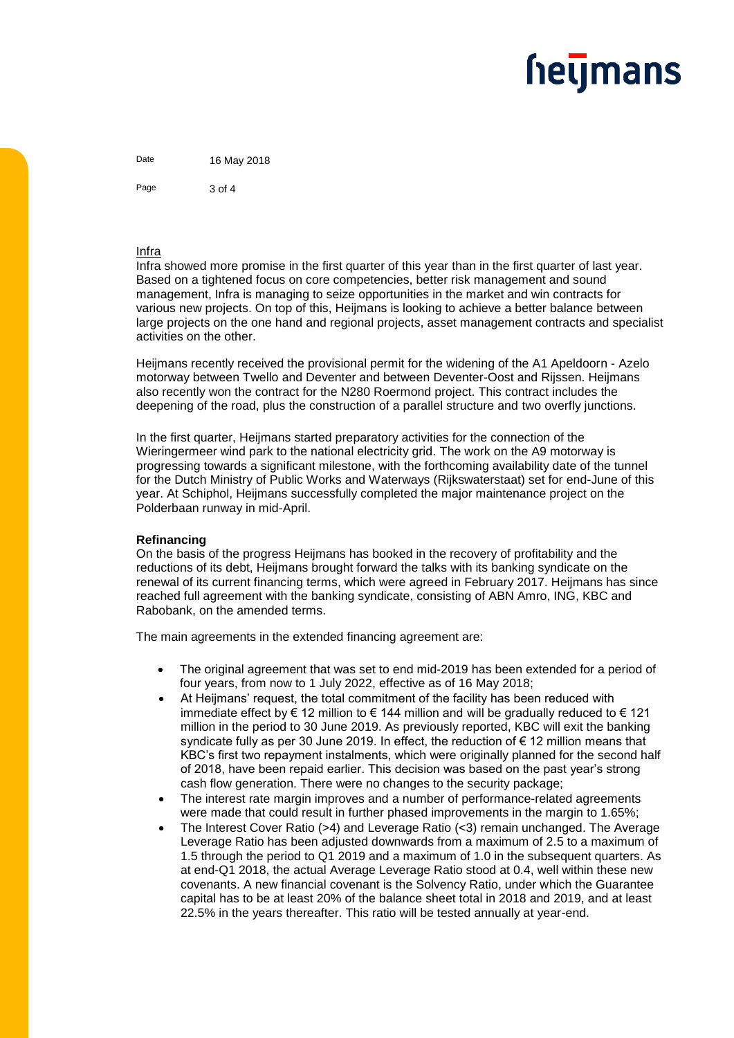## Infra

Infra showed more promise in the first quarter of this year than in the first quarter of last year. Based on a tightened focus on core competencies, better risk management and sound management, Infra is managing to seize opportunities in the market and win contracts for various new projects. On top of this, Heijmans is looking to achieve a better balance between large projects on the one hand and regional projects, asset management contracts and specialist activities on the other.

Heijmans recently received the provisional permit for the widening of the A1 Apeldoorn - Azelo motorway between Twello and Deventer and between Deventer-Oost and Rijssen. Heijmans also recently won the contract for the N280 Roermond project. This contract includes the deepening of the road, plus the construction of a parallel structure and two overfly junctions.

In the first quarter, Heijmans started preparatory activities for the connection of the Wieringermeer wind park to the national electricity grid. The work on the A9 motorway is progressing towards a significant milestone, with the forthcoming availability date of the tunnel for the Dutch Ministry of Public Works and Waterways (Rijkswaterstaat) set for end-June of this year. At Schiphol, Heijmans successfully completed the major maintenance project on the Polderbaan runway in mid-April.

## Refinancing

On the basis of the progress Heijmans has booked in the recovery of profitability and the reductions of its debt, Heijmans brought forward the talks with its banking syndicate on the renewal of its current financing terms, which were agreed in February 2017. Heijmans has since reached full agreement with the banking syndicate, consisting of ABN Amro, ING, KBC and Rabobank, on the amended terms.

The main agreements in the extended financing agreement are:

- The original agreement that was set to end mid-2019 has been extended for a period of four years, from now to 1 July 2022, effective as of 16 May 2018;
- At Heijmans' request, the total commitment of the facility has been reduced with immediate effect by € 12 million to € 144 million and will be gradually reduced to € 121 million in the period to 30 June 2019. As previously reported, KBC will exit the banking syndicate fully as per 30 June 2019. In effect, the reduction of € 12 million means that KBC's first two repayment instalments, which were originally planned for the second half of 2018, have been repaid earlier. This decision was based on the past year's strong cash flow generation. There were no changes to the security package;
- The interest rate margin improves and a number of performance-related agreements were made that could result in further phased improvements in the margin to 1.65%;
- The Interest Cover Ratio (>4) and Leverage Ratio (<3) remain unchanged. The Average Leverage Ratio has been adjusted downwards from a maximum of 2.5 to a maximum of 1.5 through the period to Q1 2019 and a maximum of 1.0 in the subsequent quarters. As at end-Q1 2018, the actual Average Leverage Ratio stood at 0.4, well within these new covenants. A new financial covenant is the Solvency Ratio, under which the Guarantee capital has to be at least 20% of the balance sheet total in 2018 and 2019, and at least 22.5% in the years thereafter. This ratio will be tested annually at year-end.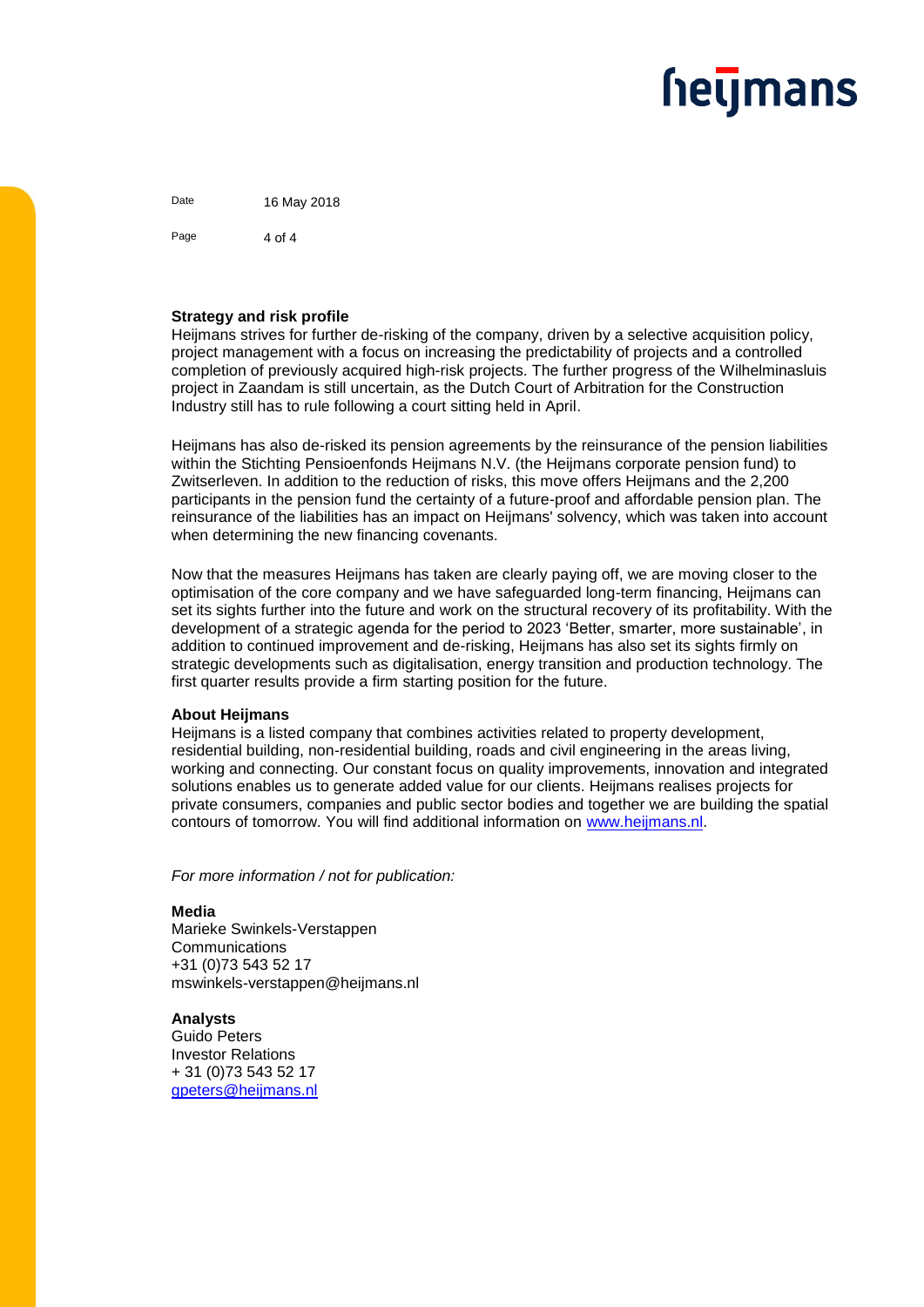**Strategy and risk profile**

Heijmans strives for further de-risking of the company, driven by a selective acquisition policy, project management with a focus on increasing the predictability of projects and a controlled completion of previously acquired high-risk projects. The further progress of the Wilhelminasluis project in Zaandam is still uncertain, as the Dutch Court of Arbitration for the Construction Industry still has to rule following a court sitting held in April.

Heijmans has also de-risked its pension agreements by the reinsurance of the pension liabilities within the Stichting Pensioenfonds Heijmans N.V. (the Heijmans corporate pension fund) to Zwitserleven. In addition to the reduction of risks, this move offers Heijmans and the 2,200 participants in the pension fund the certainty of a future-proof and affordable pension plan. The reinsurance of the liabilities has an impact on Heijmans' solvency, which was taken into account when determining the new financing covenants.

Now that the measures Heijmans has taken are clearly paying off, we are moving closer to the optimisation of the core company and we have safeguarded long-term financing, Heijmans can set its sights further into the future and work on the structural recovery of its profitability. With the development of a strategic agenda for the period to 2023 'Better, smarter, more sustainable', in addition to continued improvement and de-risking, Heijmans has also set its sights firmly on strategic developments such as digitalisation, energy transition and production technology. The first quarter results provide a firm starting position for the future.

**About Heijmans**

Heijmans is a listed company that combines activities related to property development, residential building, non-residential building, roads and civil engineering in the areas living, working and connecting. Our constant focus on quality improvements, innovation and integrated solutions enables us to generate added value for our clients. Heijmans realises projects for private consumers, companies and public sector bodies and together we are building the spatial contours of tomorrow. You will find additional information on www.heijmans.nl.

*For more information / not for publication:*

**Media**

Marieke Swinkels-Verstappen
Communications
+31 (0)73 543 52 17
mswinkels-verstappen@heijmans.nl

**Analysts**

Guido Peters
Investor Relations
+ 31 (0)73 543 52 17
gpeters@heijmans.nl